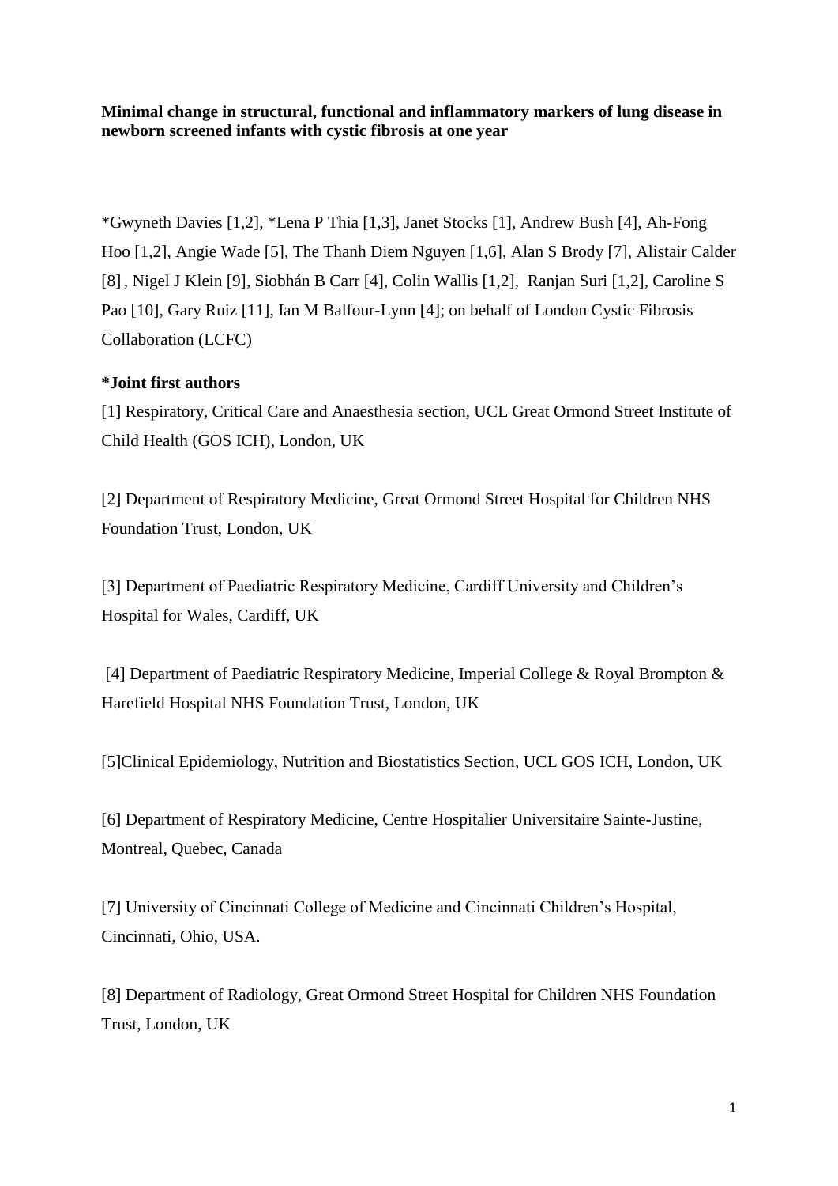**Minimal change in structural, functional and inflammatory markers of lung disease in newborn screened infants with cystic fibrosis at one year**

*Gwyneth Davies [1,2], *Lena P Thia [1,3], Janet Stocks [1], Andrew Bush [4], Ah-Fong Hoo [1,2], Angie Wade [5], The Thanh Diem Nguyen [1,6], Alan S Brody [7], Alistair Calder [8], Nigel J Klein [9], Siobhán B Carr [4], Colin Wallis [1,2], Ranjan Suri [1,2], Caroline S Pao [10], Gary Ruiz [11], Ian M Balfour-Lynn [4]; on behalf of London Cystic Fibrosis Collaboration (LCFC)

***Joint first authors**

[1] Respiratory, Critical Care and Anaesthesia section, UCL Great Ormond Street Institute of Child Health (GOS ICH), London, UK

[2] Department of Respiratory Medicine, Great Ormond Street Hospital for Children NHS Foundation Trust, London, UK

[3] Department of Paediatric Respiratory Medicine, Cardiff University and Children's Hospital for Wales, Cardiff, UK

[4] Department of Paediatric Respiratory Medicine, Imperial College & Royal Brompton & Harefield Hospital NHS Foundation Trust, London, UK

[5] Clinical Epidemiology, Nutrition and Biostatistics Section, UCL GOS ICH, London, UK

[6] Department of Respiratory Medicine, Centre Hospitalier Universitaire Sainte-Justine, Montreal, Quebec, Canada

[7] University of Cincinnati College of Medicine and Cincinnati Children's Hospital, Cincinnati, Ohio, USA.

[8] Department of Radiology, Great Ormond Street Hospital for Children NHS Foundation Trust, London, UK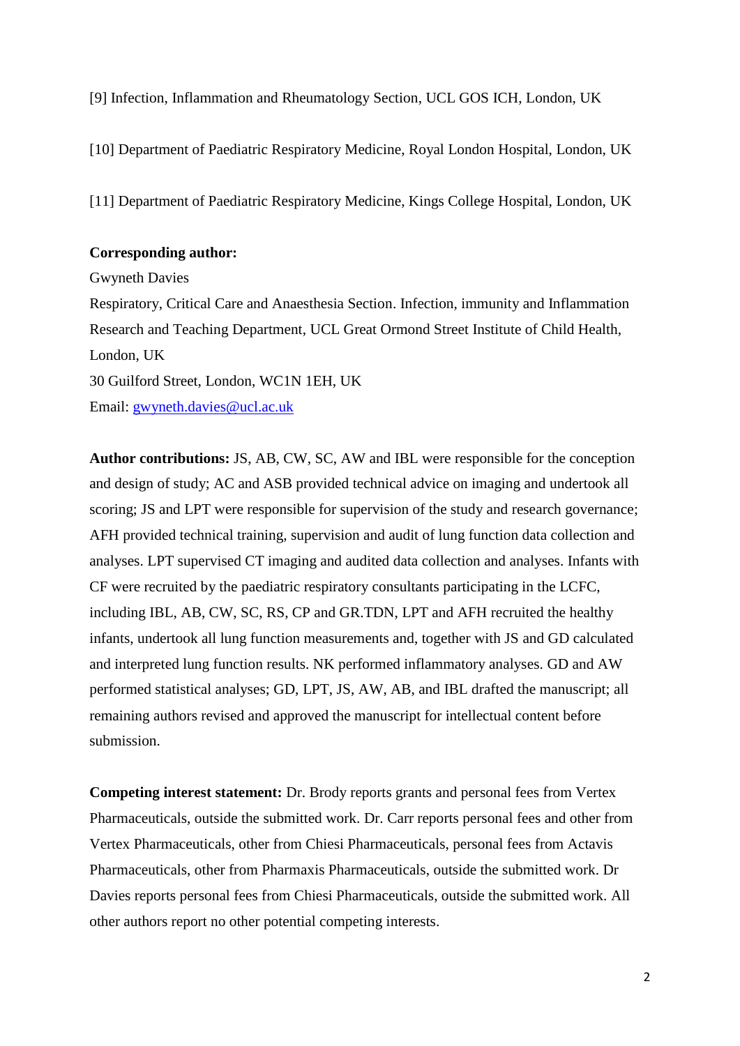[9] Infection, Inflammation and Rheumatology Section, UCL GOS ICH, London, UK

[10] Department of Paediatric Respiratory Medicine, Royal London Hospital, London, UK

[11] Department of Paediatric Respiratory Medicine, Kings College Hospital, London, UK

**Corresponding author:**

Gwyneth Davies

Respiratory, Critical Care and Anaesthesia Section. Infection, immunity and Inflammation Research and Teaching Department, UCL Great Ormond Street Institute of Child Health, London, UK

30 Guilford Street, London, WC1N 1EH, UK

Email: gwyneth.davies@ucl.ac.uk

**Author contributions:** JS, AB, CW, SC, AW and IBL were responsible for the conception and design of study; AC and ASB provided technical advice on imaging and undertook all scoring; JS and LPT were responsible for supervision of the study and research governance; AFH provided technical training, supervision and audit of lung function data collection and analyses. LPT supervised CT imaging and audited data collection and analyses. Infants with CF were recruited by the paediatric respiratory consultants participating in the LCFC, including IBL, AB, CW, SC, RS, CP and GR.TDN, LPT and AFH recruited the healthy infants, undertook all lung function measurements and, together with JS and GD calculated and interpreted lung function results. NK performed inflammatory analyses. GD and AW performed statistical analyses; GD, LPT, JS, AW, AB, and IBL drafted the manuscript; all remaining authors revised and approved the manuscript for intellectual content before submission.

**Competing interest statement:** Dr. Brody reports grants and personal fees from Vertex Pharmaceuticals, outside the submitted work. Dr. Carr reports personal fees and other from Vertex Pharmaceuticals, other from Chiesi Pharmaceuticals, personal fees from Actavis Pharmaceuticals, other from Pharmaxis Pharmaceuticals, outside the submitted work. Dr Davies reports personal fees from Chiesi Pharmaceuticals, outside the submitted work. All other authors report no other potential competing interests.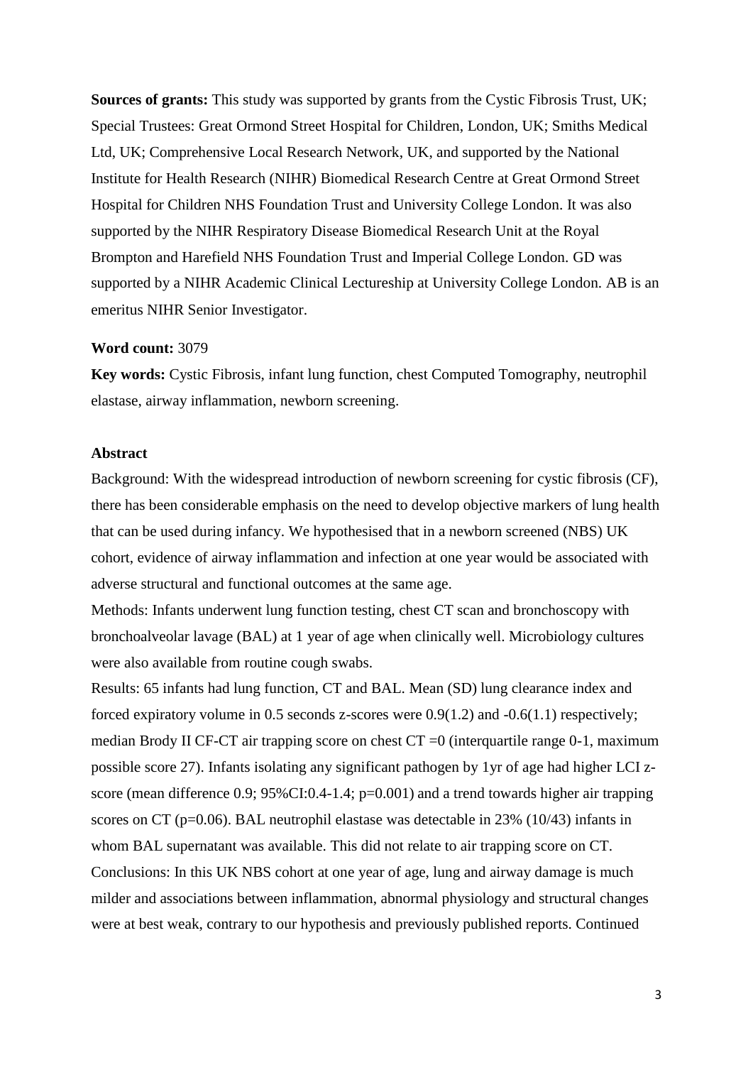**Sources of grants:** This study was supported by grants from the Cystic Fibrosis Trust, UK; Special Trustees: Great Ormond Street Hospital for Children, London, UK; Smiths Medical Ltd, UK; Comprehensive Local Research Network, UK, and supported by the National Institute for Health Research (NIHR) Biomedical Research Centre at Great Ormond Street Hospital for Children NHS Foundation Trust and University College London. It was also supported by the NIHR Respiratory Disease Biomedical Research Unit at the Royal Brompton and Harefield NHS Foundation Trust and Imperial College London. GD was supported by a NIHR Academic Clinical Lectureship at University College London. AB is an emeritus NIHR Senior Investigator.

**Word count:** 3079

**Key words:** Cystic Fibrosis, infant lung function, chest Computed Tomography, neutrophil elastase, airway inflammation, newborn screening.

**Abstract**

Background: With the widespread introduction of newborn screening for cystic fibrosis (CF), there has been considerable emphasis on the need to develop objective markers of lung health that can be used during infancy. We hypothesised that in a newborn screened (NBS) UK cohort, evidence of airway inflammation and infection at one year would be associated with adverse structural and functional outcomes at the same age.

Methods: Infants underwent lung function testing, chest CT scan and bronchoscopy with bronchoalveolar lavage (BAL) at 1 year of age when clinically well. Microbiology cultures were also available from routine cough swabs.

Results: 65 infants had lung function, CT and BAL. Mean (SD) lung clearance index and forced expiratory volume in 0.5 seconds z-scores were 0.9(1.2) and -0.6(1.1) respectively; median Brody II CF-CT air trapping score on chest CT =0 (interquartile range 0-1, maximum possible score 27). Infants isolating any significant pathogen by 1yr of age had higher LCI z-score (mean difference 0.9; 95%CI:0.4-1.4; p=0.001) and a trend towards higher air trapping scores on CT (p=0.06). BAL neutrophil elastase was detectable in 23% (10/43) infants in whom BAL supernatant was available. This did not relate to air trapping score on CT.

Conclusions: In this UK NBS cohort at one year of age, lung and airway damage is much milder and associations between inflammation, abnormal physiology and structural changes were at best weak, contrary to our hypothesis and previously published reports. Continued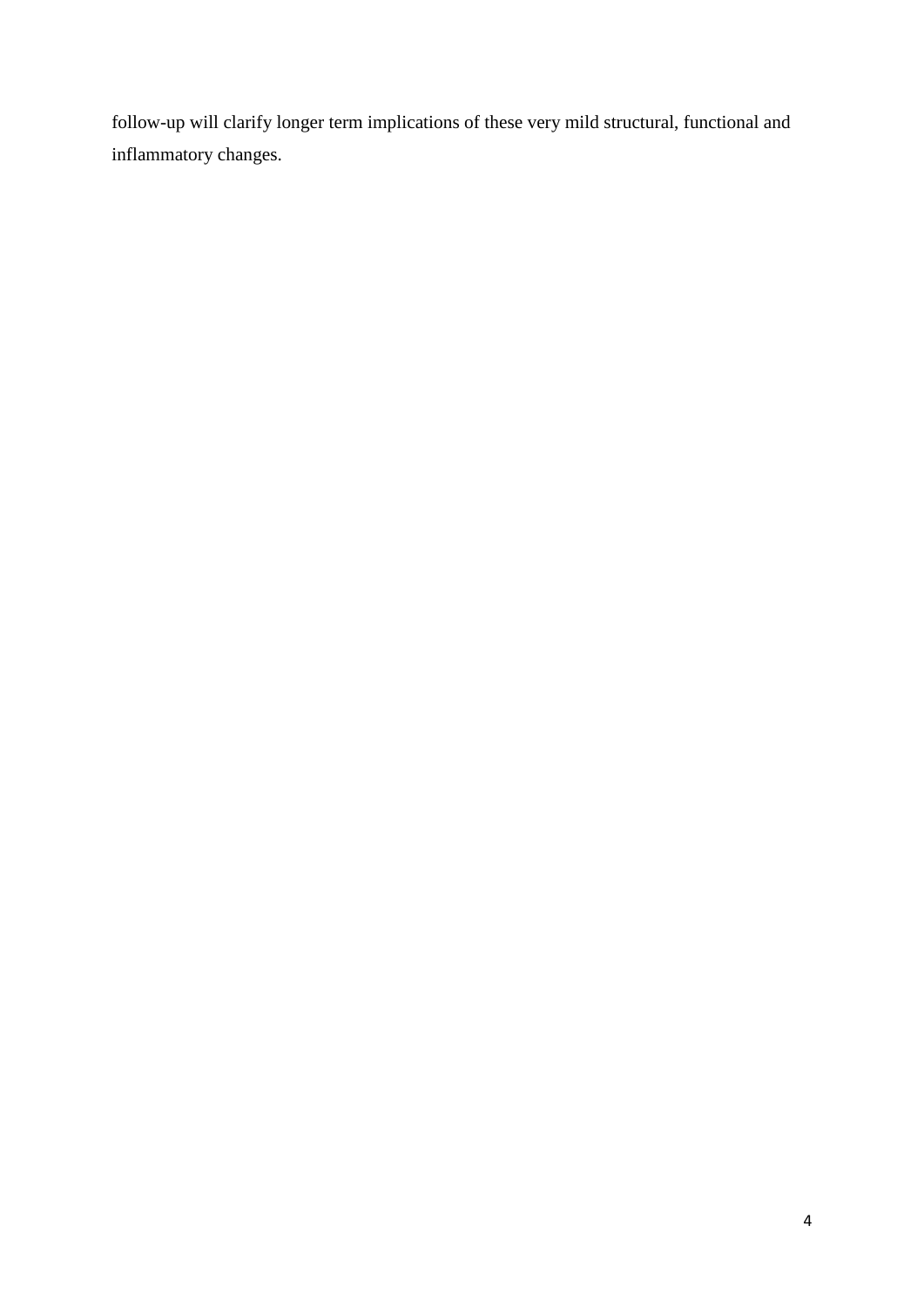follow-up will clarify longer term implications of these very mild structural, functional and inflammatory changes.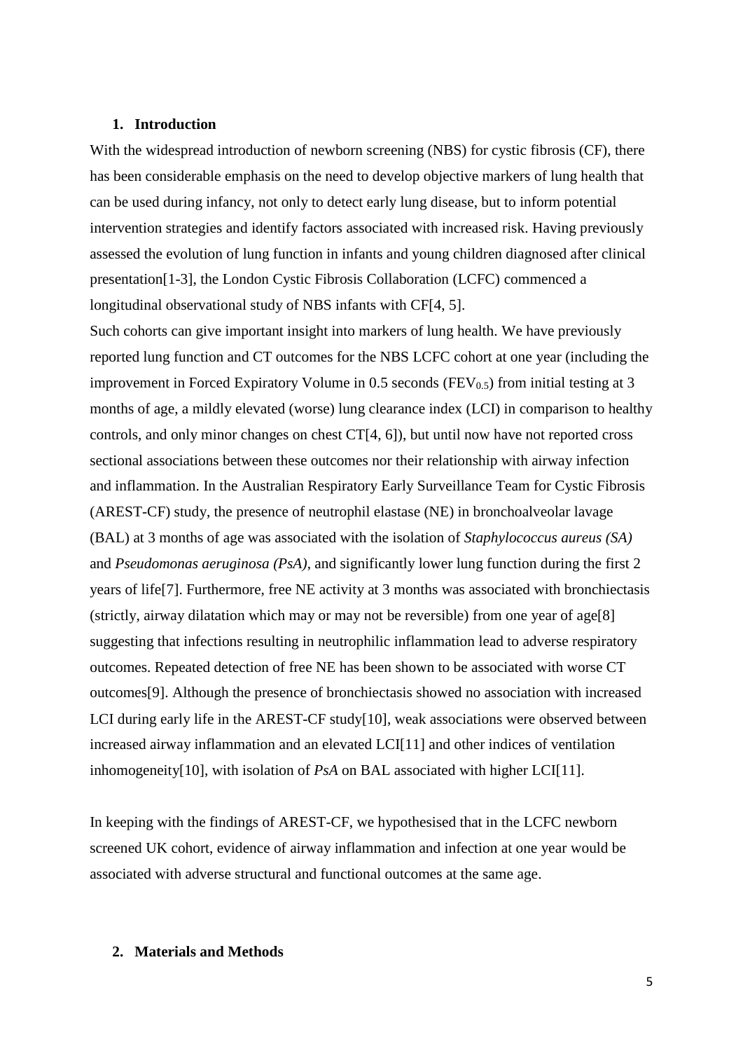## 1. Introduction

With the widespread introduction of newborn screening (NBS) for cystic fibrosis (CF), there has been considerable emphasis on the need to develop objective markers of lung health that can be used during infancy, not only to detect early lung disease, but to inform potential intervention strategies and identify factors associated with increased risk. Having previously assessed the evolution of lung function in infants and young children diagnosed after clinical presentation[1-3], the London Cystic Fibrosis Collaboration (LCFC) commenced a longitudinal observational study of NBS infants with CF[4, 5].

Such cohorts can give important insight into markers of lung health. We have previously reported lung function and CT outcomes for the NBS LCFC cohort at one year (including the improvement in Forced Expiratory Volume in 0.5 seconds ($FEV_{0.5}$) from initial testing at 3 months of age, a mildly elevated (worse) lung clearance index (LCI) in comparison to healthy controls, and only minor changes on chest CT[4, 6]), but until now have not reported cross sectional associations between these outcomes nor their relationship with airway infection and inflammation. In the Australian Respiratory Early Surveillance Team for Cystic Fibrosis (AREST-CF) study, the presence of neutrophil elastase (NE) in bronchoalveolar lavage (BAL) at 3 months of age was associated with the isolation of *Staphylococcus aureus (SA)* and *Pseudomonas aeruginosa (PsA)*, and significantly lower lung function during the first 2 years of life[7]. Furthermore, free NE activity at 3 months was associated with bronchiectasis (strictly, airway dilatation which may or may not be reversible) from one year of age[8] suggesting that infections resulting in neutrophilic inflammation lead to adverse respiratory outcomes. Repeated detection of free NE has been shown to be associated with worse CT outcomes[9]. Although the presence of bronchiectasis showed no association with increased LCI during early life in the AREST-CF study[10], weak associations were observed between increased airway inflammation and an elevated LCI[11] and other indices of ventilation inhomogeneity[10], with isolation of *PsA* on BAL associated with higher LCI[11].

In keeping with the findings of AREST-CF, we hypothesised that in the LCFC newborn screened UK cohort, evidence of airway inflammation and infection at one year would be associated with adverse structural and functional outcomes at the same age.

## 2. Materials and Methods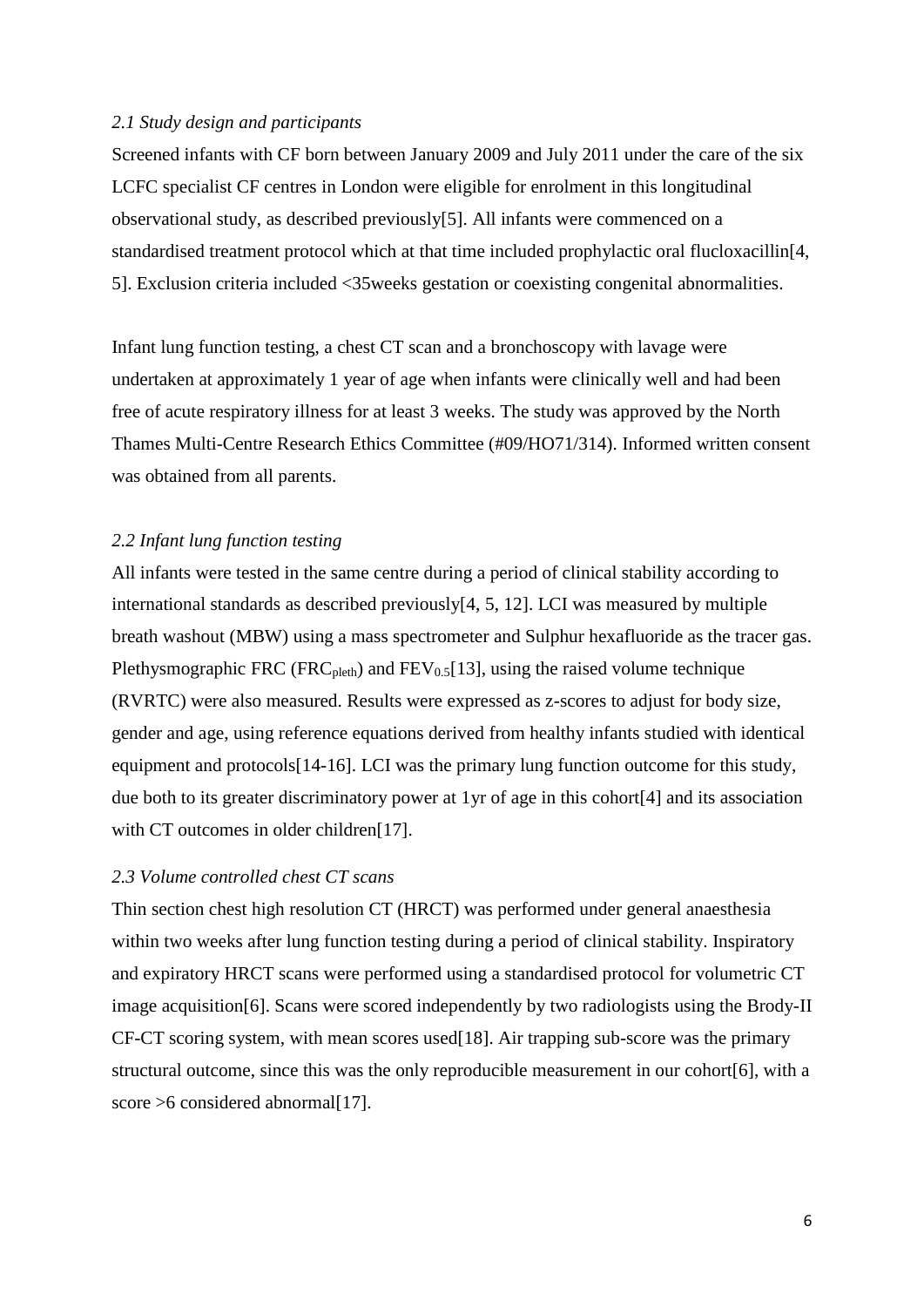### *2.1 Study design and participants*

Screened infants with CF born between January 2009 and July 2011 under the care of the six LCFC specialist CF centres in London were eligible for enrolment in this longitudinal observational study, as described previously[5]. All infants were commenced on a standardised treatment protocol which at that time included prophylactic oral flucloxacillin[4, 5]. Exclusion criteria included <35weeks gestation or coexisting congenital abnormalities.

Infant lung function testing, a chest CT scan and a bronchoscopy with lavage were undertaken at approximately 1 year of age when infants were clinically well and had been free of acute respiratory illness for at least 3 weeks. The study was approved by the North Thames Multi-Centre Research Ethics Committee (#09/HO71/314). Informed written consent was obtained from all parents.

### *2.2 Infant lung function testing*

All infants were tested in the same centre during a period of clinical stability according to international standards as described previously[4, 5, 12]. LCI was measured by multiple breath washout (MBW) using a mass spectrometer and Sulphur hexafluoride as the tracer gas. Plethysmographic FRC ($FRC_{pleth}$) and $FEV_{0.5}$[13], using the raised volume technique (RVRTC) were also measured. Results were expressed as z-scores to adjust for body size, gender and age, using reference equations derived from healthy infants studied with identical equipment and protocols[14-16]. LCI was the primary lung function outcome for this study, due both to its greater discriminatory power at 1yr of age in this cohort[4] and its association with CT outcomes in older children[17].

### *2.3 Volume controlled chest CT scans*

Thin section chest high resolution CT (HRCT) was performed under general anaesthesia within two weeks after lung function testing during a period of clinical stability. Inspiratory and expiratory HRCT scans were performed using a standardised protocol for volumetric CT image acquisition[6]. Scans were scored independently by two radiologists using the Brody-II CF-CT scoring system, with mean scores used[18]. Air trapping sub-score was the primary structural outcome, since this was the only reproducible measurement in our cohort[6], with a score >6 considered abnormal[17].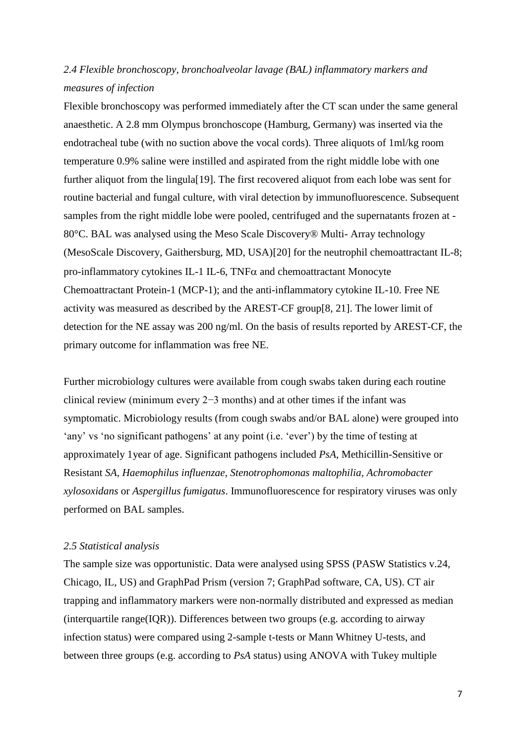*2.4 Flexible bronchoscopy, bronchoalveolar lavage (BAL) inflammatory markers and measures of infection*

Flexible bronchoscopy was performed immediately after the CT scan under the same general anaesthetic. A 2.8 mm Olympus bronchoscope (Hamburg, Germany) was inserted via the endotracheal tube (with no suction above the vocal cords). Three aliquots of 1ml/kg room temperature 0.9% saline were instilled and aspirated from the right middle lobe with one further aliquot from the lingula[19]. The first recovered aliquot from each lobe was sent for routine bacterial and fungal culture, with viral detection by immunofluorescence. Subsequent samples from the right middle lobe were pooled, centrifuged and the supernatants frozen at -80°C. BAL was analysed using the Meso Scale Discovery® Multi- Array technology (MesoScale Discovery, Gaithersburg, MD, USA)[20] for the neutrophil chemoattractant IL-8; pro-inflammatory cytokines IL-1 IL-6, TNF$\alpha$ and chemoattractant Monocyte Chemoattractant Protein-1 (MCP-1); and the anti-inflammatory cytokine IL-10. Free NE activity was measured as described by the AREST-CF group[8, 21]. The lower limit of detection for the NE assay was 200 ng/ml. On the basis of results reported by AREST-CF, the primary outcome for inflammation was free NE.

Further microbiology cultures were available from cough swabs taken during each routine clinical review (minimum every 2−3 months) and at other times if the infant was symptomatic. Microbiology results (from cough swabs and/or BAL alone) were grouped into 'any' vs 'no significant pathogens' at any point (i.e. 'ever') by the time of testing at approximately 1year of age. Significant pathogens included *PsA*, Methicillin-Sensitive or Resistant *SA*, *Haemophilus influenzae*, *Stenotrophomonas maltophilia*, *Achromobacter xylosoxidans* or *Aspergillus fumigatus*. Immunofluorescence for respiratory viruses was only performed on BAL samples.

*2.5 Statistical analysis*

The sample size was opportunistic. Data were analysed using SPSS (PASW Statistics v.24, Chicago, IL, US) and GraphPad Prism (version 7; GraphPad software, CA, US). CT air trapping and inflammatory markers were non-normally distributed and expressed as median (interquartile range(IQR)). Differences between two groups (e.g. according to airway infection status) were compared using 2-sample t-tests or Mann Whitney U-tests, and between three groups (e.g. according to *PsA* status) using ANOVA with Tukey multiple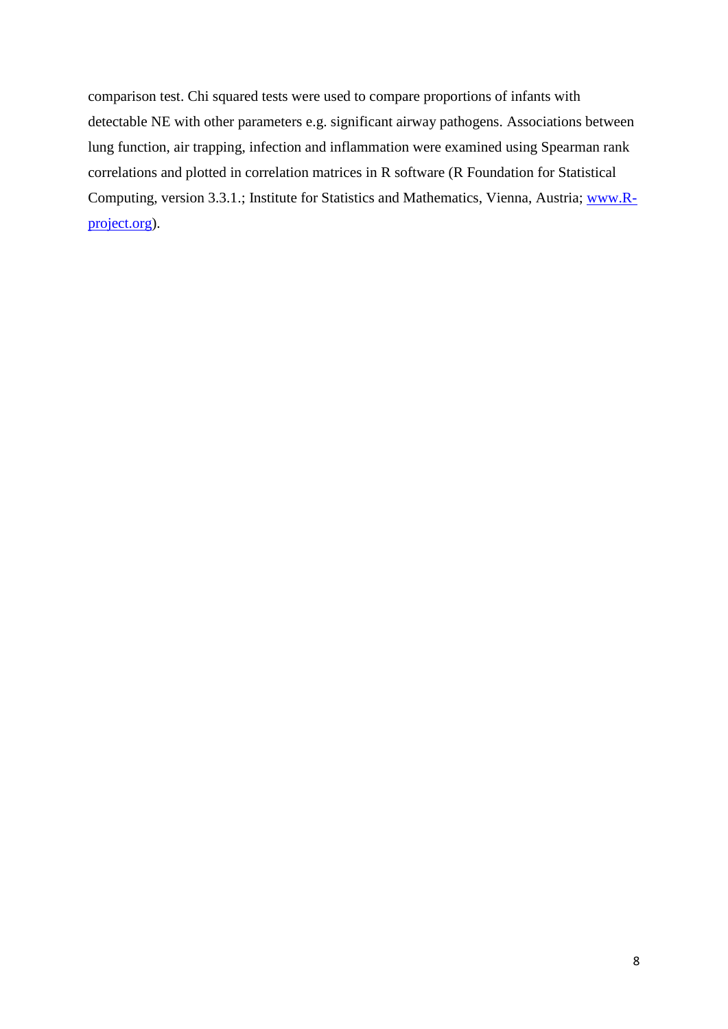comparison test. Chi squared tests were used to compare proportions of infants with detectable NE with other parameters e.g. significant airway pathogens. Associations between lung function, air trapping, infection and inflammation were examined using Spearman rank correlations and plotted in correlation matrices in R software (R Foundation for Statistical Computing, version 3.3.1.; Institute for Statistics and Mathematics, Vienna, Austria; [www.R-project.org](http://www.R-project.org)).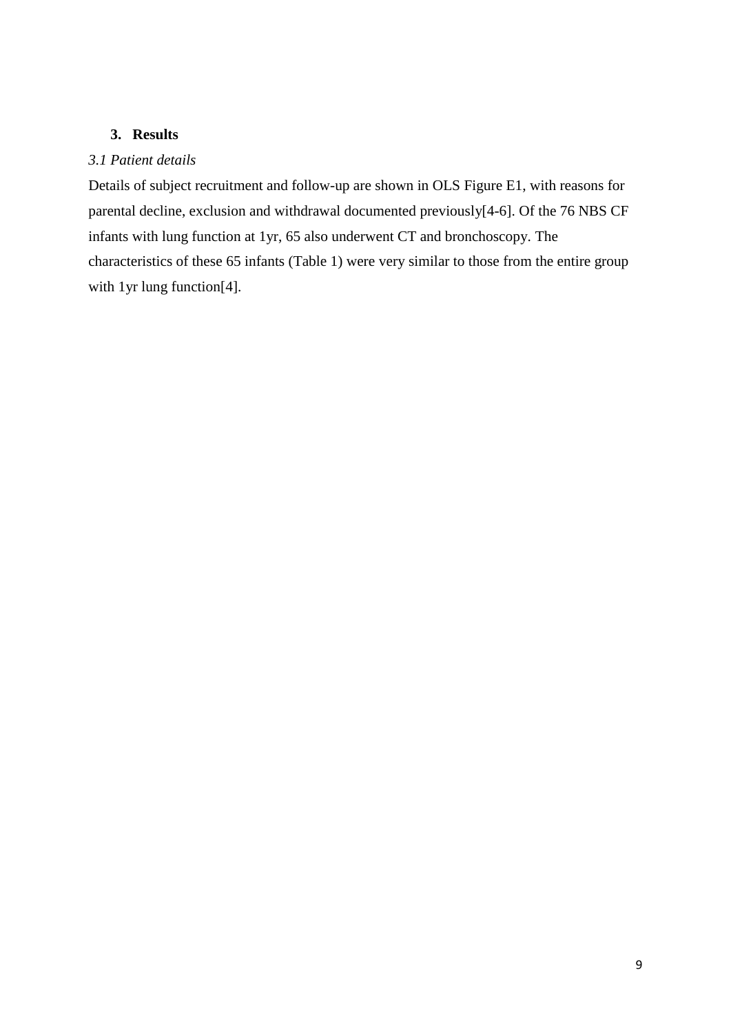## 3. Results

### *3.1 Patient details*

Details of subject recruitment and follow-up are shown in OLS Figure E1, with reasons for parental decline, exclusion and withdrawal documented previously[4-6]. Of the 76 NBS CF infants with lung function at 1yr, 65 also underwent CT and bronchoscopy. The characteristics of these 65 infants (Table 1) were very similar to those from the entire group with 1yr lung function[4].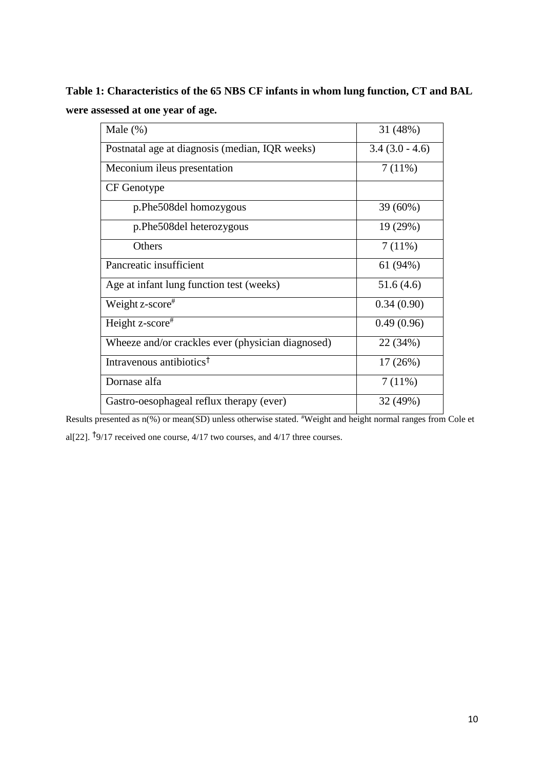**Table 1: Characteristics of the 65 NBS CF infants in whom lung function, CT and BAL were assessed at one year of age.**

| | |
|---|---|
| Male (%) | 31 (48%) |
| Postnatal age at diagnosis (median, IQR weeks) | 3.4 (3.0 - 4.6) |
| Meconium ileus presentation | 7 (11%) |
| CF Genotype | |
| p.Phe508del homozygous | 39 (60%) |
| p.Phe508del heterozygous | 19 (29%) |
| Others | 7 (11%) |
| Pancreatic insufficient | 61 (94%) |
| Age at infant lung function test (weeks) | 51.6 (4.6) |
| Weight z-score# | 0.34 (0.90) |
| Height z-score# | 0.49 (0.96) |
| Wheeze and/or crackles ever (physician diagnosed) | 22 (34%) |
| Intravenous antibiotics† | 17 (26%) |
| Dornase alfa | 7 (11%) |
| Gastro-oesophageal reflux therapy (ever) | 32 (49%) |

Results presented as n(%) or mean(SD) unless otherwise stated. #Weight and height normal ranges from Cole et al[22]. †9/17 received one course, 4/17 two courses, and 4/17 three courses.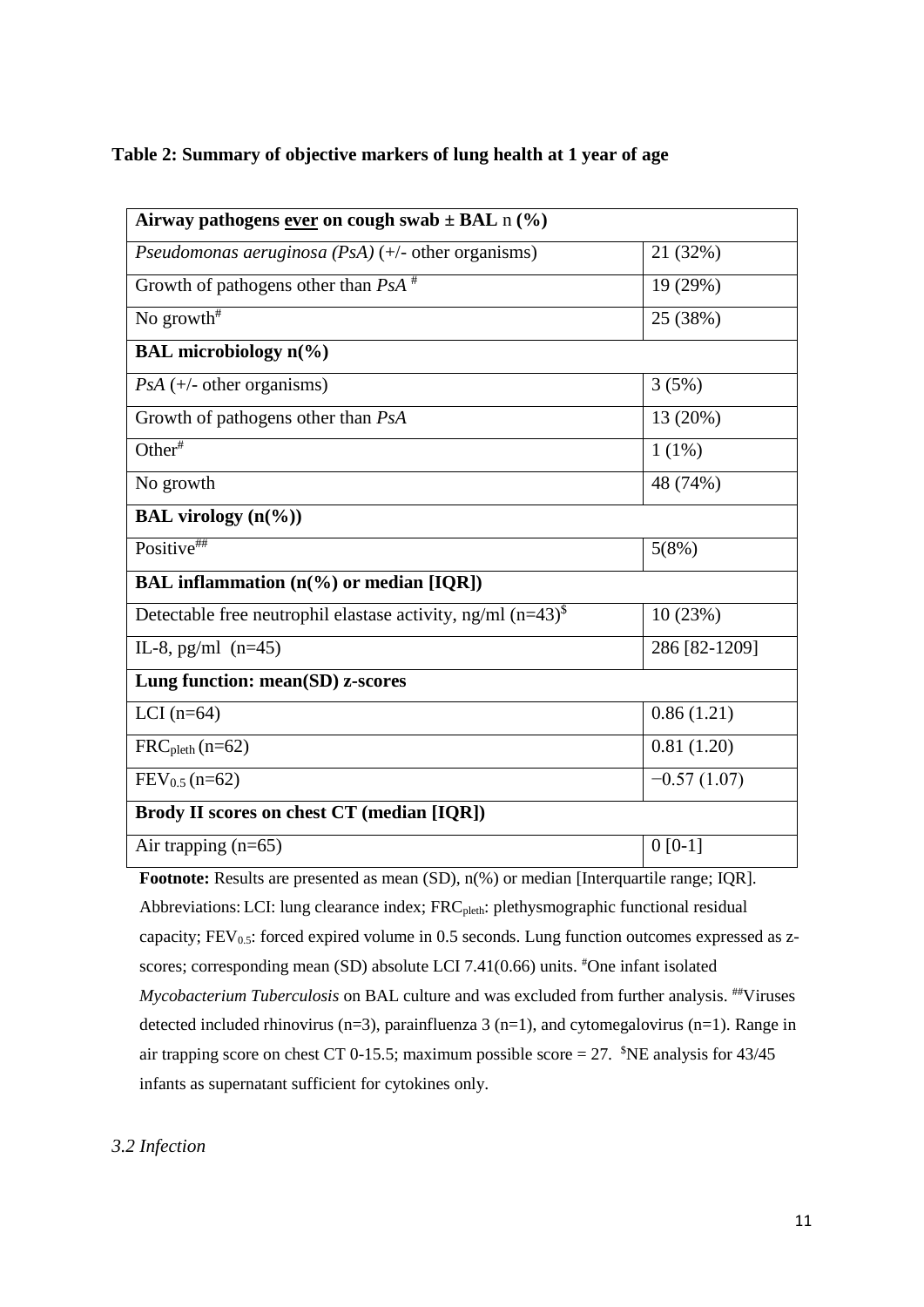**Table 2: Summary of objective markers of lung health at 1 year of age**

| Airway pathogens <u>ever</u> on cough swab ± BAL n (%) | |
|---|---|
| *Pseudomonas aeruginosa (PsA)* (+/- other organisms) | 21 (32%) |
| Growth of pathogens other than *PsA* [#] | 19 (29%) |
| No growth[#] | 25 (38%) |
| **BAL microbiology n(%)** | |
| *PsA* (+/- other organisms) | 3 (5%) |
| Growth of pathogens other than *PsA* | 13 (20%) |
| Other[#] | 1 (1%) |
| No growth | 48 (74%) |
| **BAL virology (n(%))** | |
| Positive[##] | 5(8%) |
| **BAL inflammation (n(%) or median [IQR])** | |
| Detectable free neutrophil elastase activity, ng/ml (n=43)[$] | 10 (23%) |
| IL-8, pg/ml (n=45) | 286 [82-1209] |
| **Lung function: mean(SD) z-scores** | |
| LCI (n=64) | 0.86 (1.21) |
| $FRC_{pleth}$ (n=62) | 0.81 (1.20) |
| $FEV_{0.5}$ (n=62) | −0.57 (1.07) |
| **Brody II scores on chest CT (median [IQR])** | |
| Air trapping (n=65) | 0 [0-1] |

**Footnote:** Results are presented as mean (SD), n(%) or median [Interquartile range; IQR]. Abbreviations: LCI: lung clearance index; $FRC_{pleth}$: plethysmographic functional residual capacity; $FEV_{0.5}$: forced expired volume in 0.5 seconds. Lung function outcomes expressed as z-scores; corresponding mean (SD) absolute LCI 7.41(0.66) units. [#]One infant isolated *Mycobacterium Tuberculosis* on BAL culture and was excluded from further analysis. [##]Viruses detected included rhinovirus (n=3), parainfluenza 3 (n=1), and cytomegalovirus (n=1). Range in air trapping score on chest CT 0-15.5; maximum possible score = 27. [$]NE analysis for 43/45 infants as supernatant sufficient for cytokines only.

*3.2 Infection*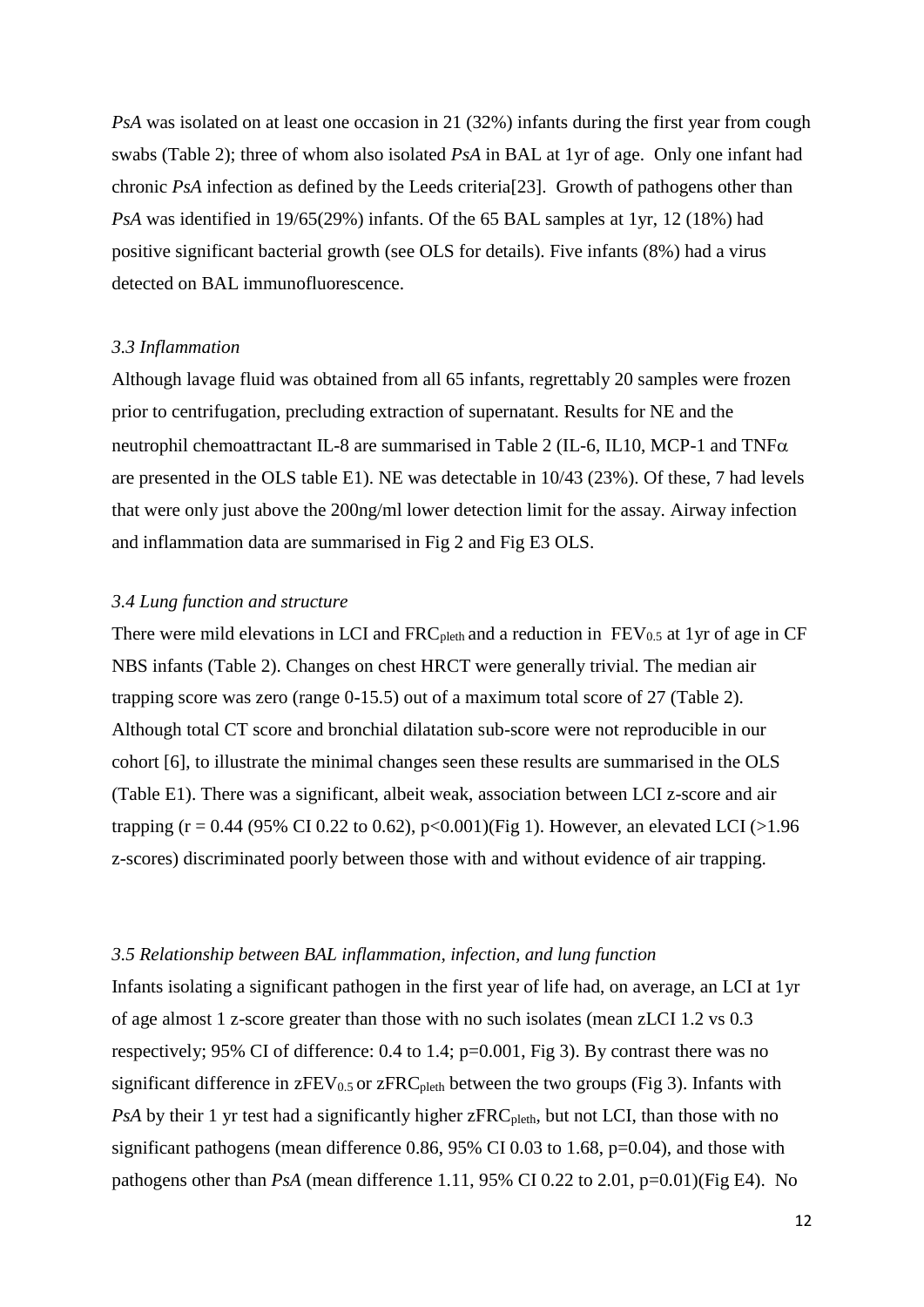*PsA* was isolated on at least one occasion in 21 (32%) infants during the first year from cough swabs (Table 2); three of whom also isolated *PsA* in BAL at 1yr of age. Only one infant had chronic *PsA* infection as defined by the Leeds criteria[23]. Growth of pathogens other than *PsA* was identified in 19/65(29%) infants. Of the 65 BAL samples at 1yr, 12 (18%) had positive significant bacterial growth (see OLS for details). Five infants (8%) had a virus detected on BAL immunofluorescence.

### *3.3 Inflammation*

Although lavage fluid was obtained from all 65 infants, regrettably 20 samples were frozen prior to centrifugation, precluding extraction of supernatant. Results for NE and the neutrophil chemoattractant IL-8 are summarised in Table 2 (IL-6, IL10, MCP-1 and TNF$\alpha$ are presented in the OLS table E1). NE was detectable in 10/43 (23%). Of these, 7 had levels that were only just above the 200ng/ml lower detection limit for the assay. Airway infection and inflammation data are summarised in Fig 2 and Fig E3 OLS.

### *3.4 Lung function and structure*

There were mild elevations in LCI and $FRC_{pleth}$ and a reduction in $FEV_{0.5}$ at 1yr of age in CF NBS infants (Table 2). Changes on chest HRCT were generally trivial. The median air trapping score was zero (range 0-15.5) out of a maximum total score of 27 (Table 2). Although total CT score and bronchial dilatation sub-score were not reproducible in our cohort [6], to illustrate the minimal changes seen these results are summarised in the OLS (Table E1). There was a significant, albeit weak, association between LCI z-score and air trapping ($r = 0.44$ (95% CI 0.22 to 0.62), $p<0.001$)(Fig 1). However, an elevated LCI (>1.96 z-scores) discriminated poorly between those with and without evidence of air trapping.

### *3.5 Relationship between BAL inflammation, infection, and lung function*

Infants isolating a significant pathogen in the first year of life had, on average, an LCI at 1yr of age almost 1 z-score greater than those with no such isolates (mean zLCI 1.2 vs 0.3 respectively; 95% CI of difference: 0.4 to 1.4; $p=0.001$, Fig 3). By contrast there was no significant difference in $zFEV_{0.5}$ or $zFRC_{pleth}$ between the two groups (Fig 3). Infants with *PsA* by their 1 yr test had a significantly higher $zFRC_{pleth}$, but not LCI, than those with no significant pathogens (mean difference 0.86, 95% CI 0.03 to 1.68, $p=0.04$), and those with pathogens other than *PsA* (mean difference 1.11, 95% CI 0.22 to 2.01, $p=0.01$)(Fig E4). No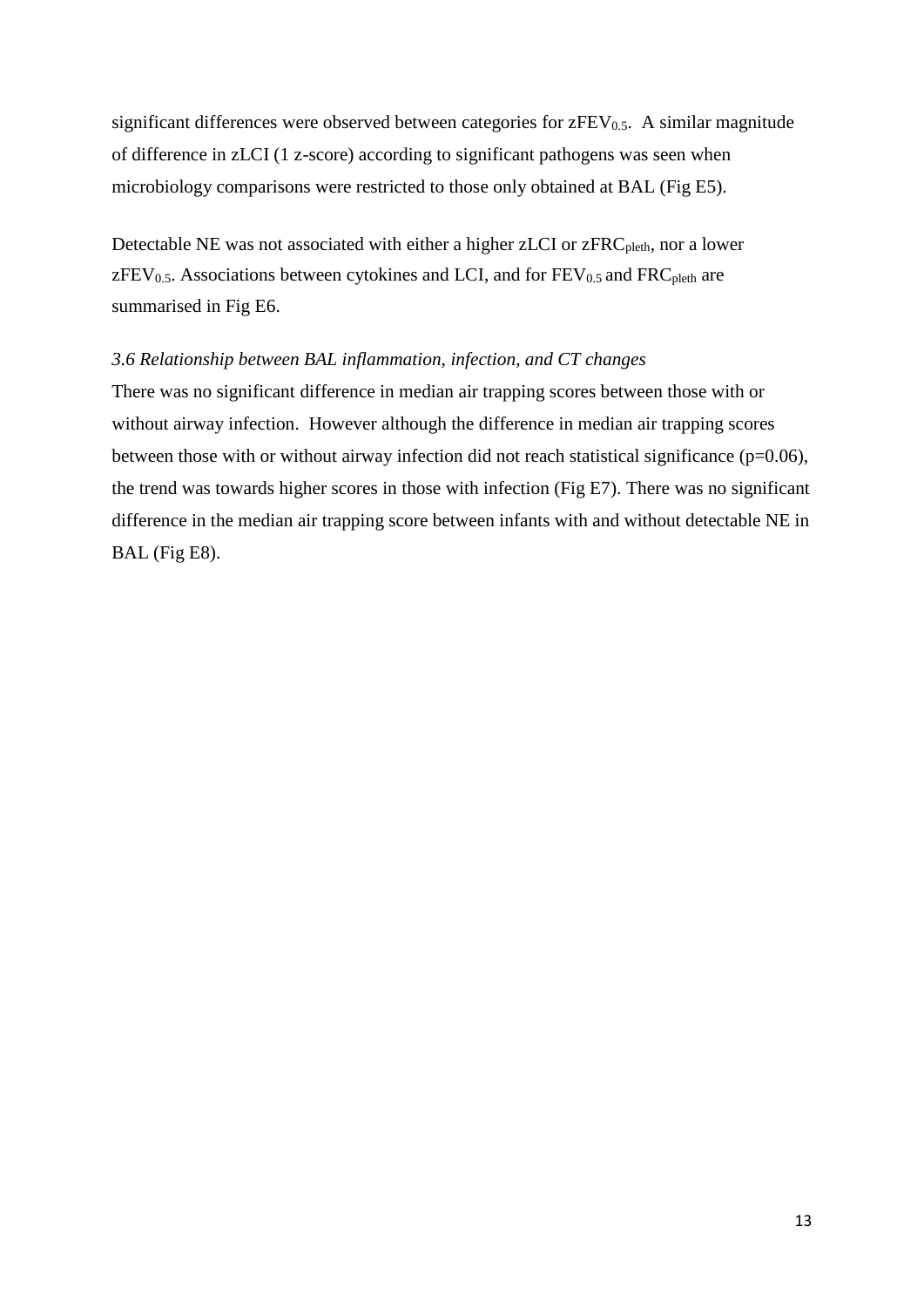significant differences were observed between categories for $zFEV_{0.5}$. A similar magnitude of difference in zLCI (1 z-score) according to significant pathogens was seen when microbiology comparisons were restricted to those only obtained at BAL (Fig E5).

Detectable NE was not associated with either a higher zLCI or $zFRC_{pleth}$, nor a lower $zFEV_{0.5}$. Associations between cytokines and LCI, and for $FEV_{0.5}$ and $FRC_{pleth}$ are summarised in Fig E6.

*3.6 Relationship between BAL inflammation, infection, and CT changes*

There was no significant difference in median air trapping scores between those with or without airway infection. However although the difference in median air trapping scores between those with or without airway infection did not reach statistical significance ($p=0.06$), the trend was towards higher scores in those with infection (Fig E7). There was no significant difference in the median air trapping score between infants with and without detectable NE in BAL (Fig E8).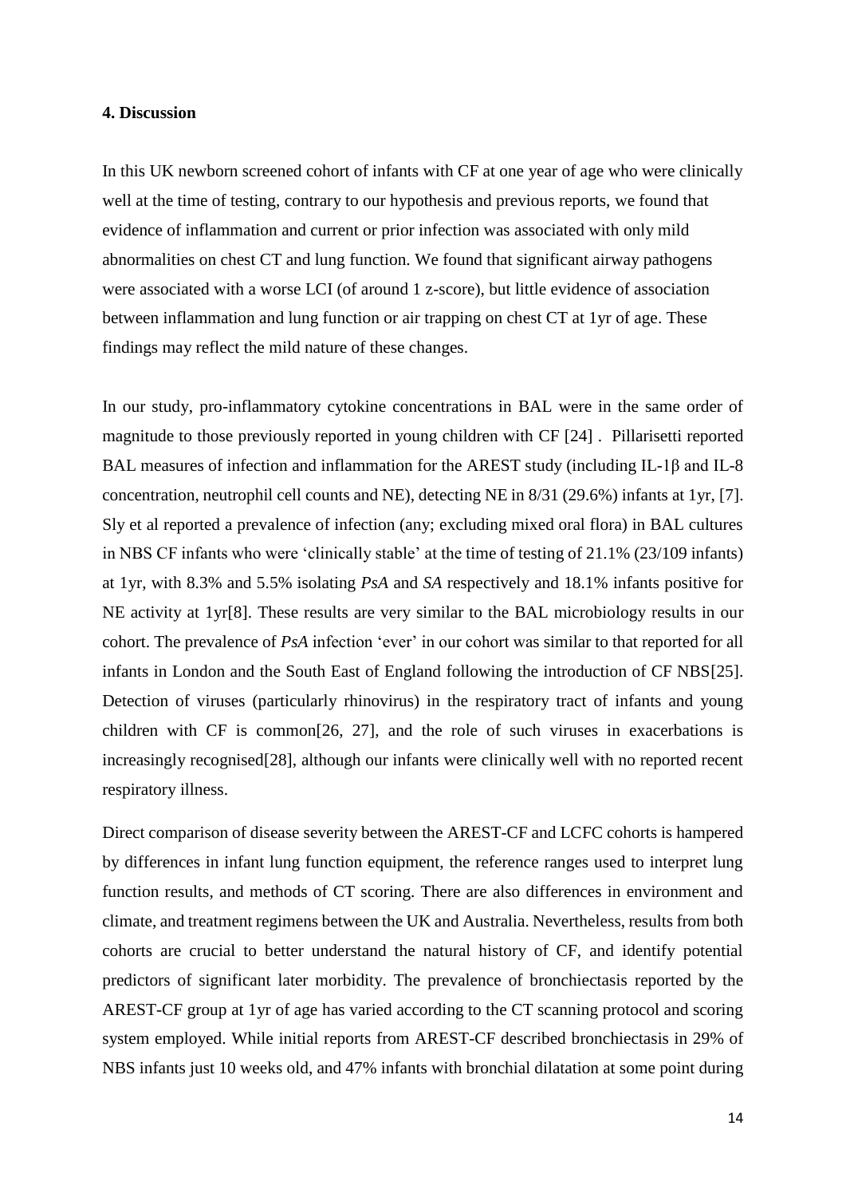## 4. Discussion

In this UK newborn screened cohort of infants with CF at one year of age who were clinically well at the time of testing, contrary to our hypothesis and previous reports, we found that evidence of inflammation and current or prior infection was associated with only mild abnormalities on chest CT and lung function. We found that significant airway pathogens were associated with a worse LCI (of around 1 z-score), but little evidence of association between inflammation and lung function or air trapping on chest CT at 1yr of age. These findings may reflect the mild nature of these changes.

In our study, pro-inflammatory cytokine concentrations in BAL were in the same order of magnitude to those previously reported in young children with CF [24] . Pillarisetti reported BAL measures of infection and inflammation for the AREST study (including IL-1β and IL-8 concentration, neutrophil cell counts and NE), detecting NE in 8/31 (29.6%) infants at 1yr, [7]. Sly et al reported a prevalence of infection (any; excluding mixed oral flora) in BAL cultures in NBS CF infants who were 'clinically stable' at the time of testing of 21.1% (23/109 infants) at 1yr, with 8.3% and 5.5% isolating *PsA* and *SA* respectively and 18.1% infants positive for NE activity at 1yr[8]. These results are very similar to the BAL microbiology results in our cohort. The prevalence of *PsA* infection 'ever' in our cohort was similar to that reported for all infants in London and the South East of England following the introduction of CF NBS[25]. Detection of viruses (particularly rhinovirus) in the respiratory tract of infants and young children with CF is common[26, 27], and the role of such viruses in exacerbations is increasingly recognised[28], although our infants were clinically well with no reported recent respiratory illness.

Direct comparison of disease severity between the AREST-CF and LCFC cohorts is hampered by differences in infant lung function equipment, the reference ranges used to interpret lung function results, and methods of CT scoring. There are also differences in environment and climate, and treatment regimens between the UK and Australia. Nevertheless, results from both cohorts are crucial to better understand the natural history of CF, and identify potential predictors of significant later morbidity. The prevalence of bronchiectasis reported by the AREST-CF group at 1yr of age has varied according to the CT scanning protocol and scoring system employed. While initial reports from AREST-CF described bronchiectasis in 29% of NBS infants just 10 weeks old, and 47% infants with bronchial dilatation at some point during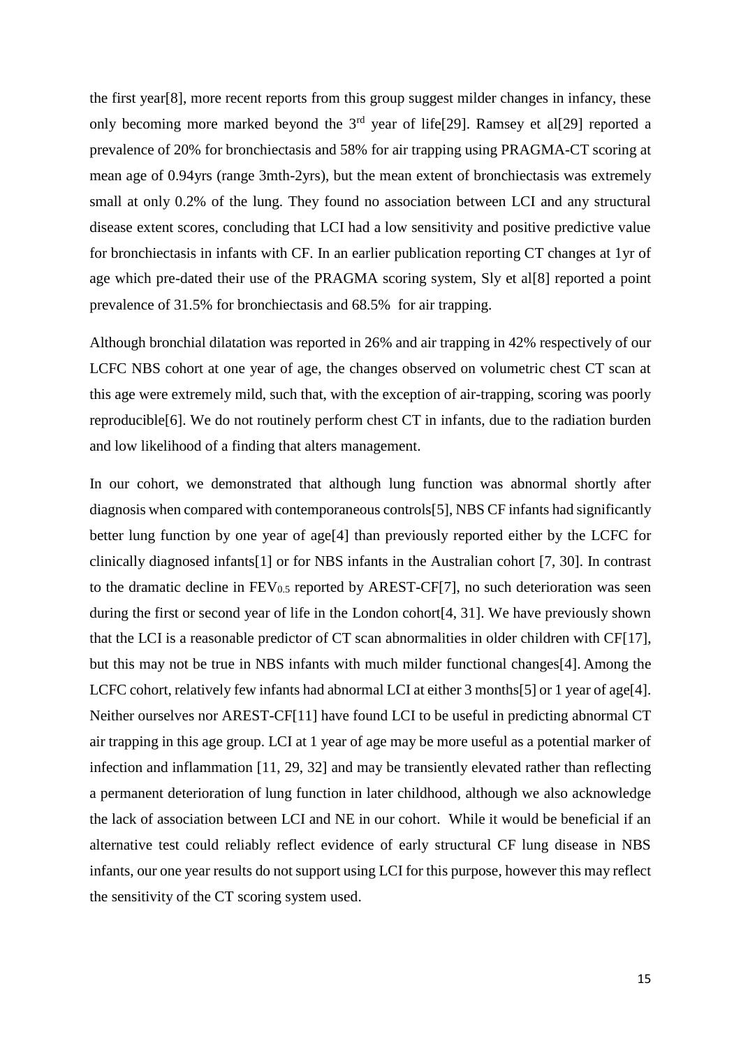the first year[8], more recent reports from this group suggest milder changes in infancy, these only becoming more marked beyond the 3rd year of life[29]. Ramsey et al[29] reported a prevalence of 20% for bronchiectasis and 58% for air trapping using PRAGMA-CT scoring at mean age of 0.94yrs (range 3mth-2yrs), but the mean extent of bronchiectasis was extremely small at only 0.2% of the lung. They found no association between LCI and any structural disease extent scores, concluding that LCI had a low sensitivity and positive predictive value for bronchiectasis in infants with CF. In an earlier publication reporting CT changes at 1yr of age which pre-dated their use of the PRAGMA scoring system, Sly et al[8] reported a point prevalence of 31.5% for bronchiectasis and 68.5% for air trapping.

Although bronchial dilatation was reported in 26% and air trapping in 42% respectively of our LCFC NBS cohort at one year of age, the changes observed on volumetric chest CT scan at this age were extremely mild, such that, with the exception of air-trapping, scoring was poorly reproducible[6]. We do not routinely perform chest CT in infants, due to the radiation burden and low likelihood of a finding that alters management.

In our cohort, we demonstrated that although lung function was abnormal shortly after diagnosis when compared with contemporaneous controls[5], NBS CF infants had significantly better lung function by one year of age[4] than previously reported either by the LCFC for clinically diagnosed infants[1] or for NBS infants in the Australian cohort [7, 30]. In contrast to the dramatic decline in $FEV_{0.5}$ reported by AREST-CF[7], no such deterioration was seen during the first or second year of life in the London cohort[4, 31]. We have previously shown that the LCI is a reasonable predictor of CT scan abnormalities in older children with CF[17], but this may not be true in NBS infants with much milder functional changes[4]. Among the LCFC cohort, relatively few infants had abnormal LCI at either 3 months[5] or 1 year of age[4]. Neither ourselves nor AREST-CF[11] have found LCI to be useful in predicting abnormal CT air trapping in this age group. LCI at 1 year of age may be more useful as a potential marker of infection and inflammation [11, 29, 32] and may be transiently elevated rather than reflecting a permanent deterioration of lung function in later childhood, although we also acknowledge the lack of association between LCI and NE in our cohort. While it would be beneficial if an alternative test could reliably reflect evidence of early structural CF lung disease in NBS infants, our one year results do not support using LCI for this purpose, however this may reflect the sensitivity of the CT scoring system used.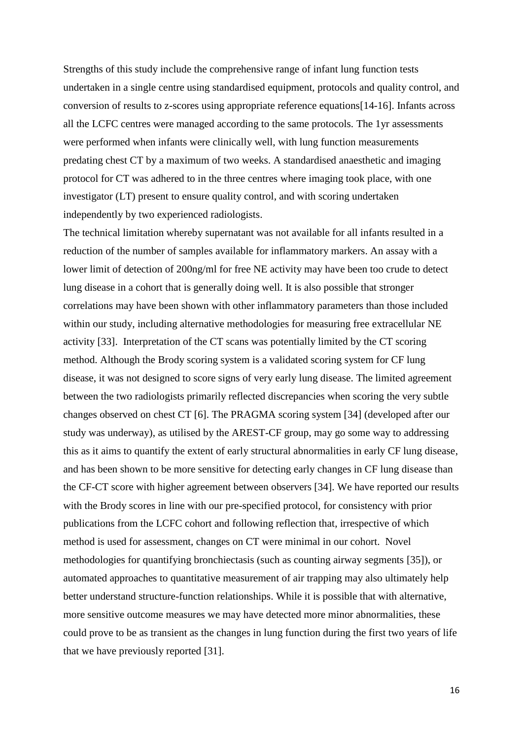Strengths of this study include the comprehensive range of infant lung function tests undertaken in a single centre using standardised equipment, protocols and quality control, and conversion of results to z-scores using appropriate reference equations[14-16]. Infants across all the LCFC centres were managed according to the same protocols. The 1yr assessments were performed when infants were clinically well, with lung function measurements predating chest CT by a maximum of two weeks. A standardised anaesthetic and imaging protocol for CT was adhered to in the three centres where imaging took place, with one investigator (LT) present to ensure quality control, and with scoring undertaken independently by two experienced radiologists.

The technical limitation whereby supernatant was not available for all infants resulted in a reduction of the number of samples available for inflammatory markers. An assay with a lower limit of detection of 200ng/ml for free NE activity may have been too crude to detect lung disease in a cohort that is generally doing well. It is also possible that stronger correlations may have been shown with other inflammatory parameters than those included within our study, including alternative methodologies for measuring free extracellular NE activity [33]. Interpretation of the CT scans was potentially limited by the CT scoring method. Although the Brody scoring system is a validated scoring system for CF lung disease, it was not designed to score signs of very early lung disease. The limited agreement between the two radiologists primarily reflected discrepancies when scoring the very subtle changes observed on chest CT [6]. The PRAGMA scoring system [34] (developed after our study was underway), as utilised by the AREST-CF group, may go some way to addressing this as it aims to quantify the extent of early structural abnormalities in early CF lung disease, and has been shown to be more sensitive for detecting early changes in CF lung disease than the CF-CT score with higher agreement between observers [34]. We have reported our results with the Brody scores in line with our pre-specified protocol, for consistency with prior publications from the LCFC cohort and following reflection that, irrespective of which method is used for assessment, changes on CT were minimal in our cohort. Novel methodologies for quantifying bronchiectasis (such as counting airway segments [35]), or automated approaches to quantitative measurement of air trapping may also ultimately help better understand structure-function relationships. While it is possible that with alternative, more sensitive outcome measures we may have detected more minor abnormalities, these could prove to be as transient as the changes in lung function during the first two years of life that we have previously reported [31].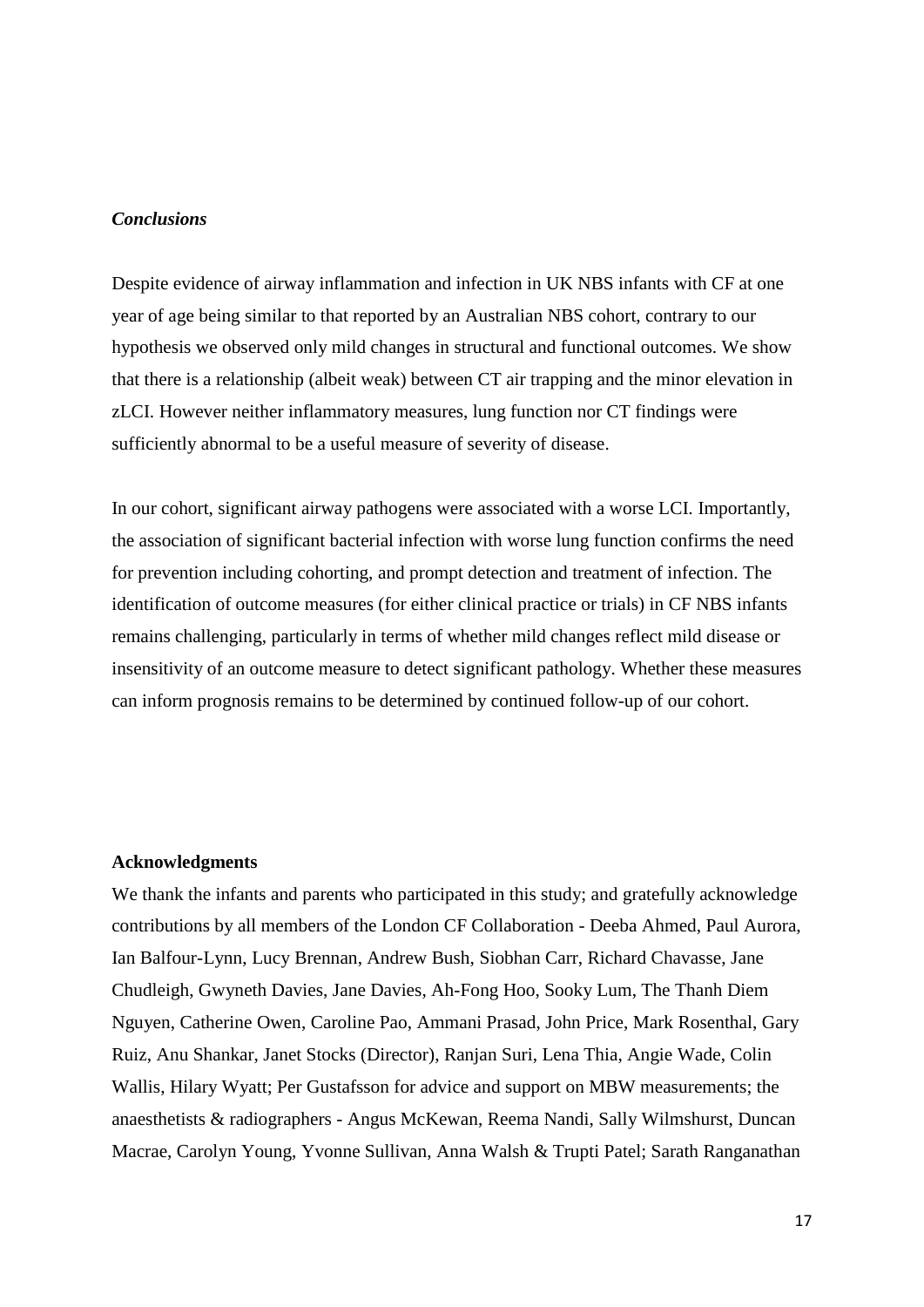***Conclusions***

Despite evidence of airway inflammation and infection in UK NBS infants with CF at one year of age being similar to that reported by an Australian NBS cohort, contrary to our hypothesis we observed only mild changes in structural and functional outcomes. We show that there is a relationship (albeit weak) between CT air trapping and the minor elevation in zLCI. However neither inflammatory measures, lung function nor CT findings were sufficiently abnormal to be a useful measure of severity of disease.

In our cohort, significant airway pathogens were associated with a worse LCI. Importantly, the association of significant bacterial infection with worse lung function confirms the need for prevention including cohorting, and prompt detection and treatment of infection. The identification of outcome measures (for either clinical practice or trials) in CF NBS infants remains challenging, particularly in terms of whether mild changes reflect mild disease or insensitivity of an outcome measure to detect significant pathology. Whether these measures can inform prognosis remains to be determined by continued follow-up of our cohort.

**Acknowledgments**

We thank the infants and parents who participated in this study; and gratefully acknowledge contributions by all members of the London CF Collaboration - Deeba Ahmed, Paul Aurora, Ian Balfour-Lynn, Lucy Brennan, Andrew Bush, Siobhan Carr, Richard Chavasse, Jane Chudleigh, Gwyneth Davies, Jane Davies, Ah-Fong Hoo, Sooky Lum, The Thanh Diem Nguyen, Catherine Owen, Caroline Pao, Ammani Prasad, John Price, Mark Rosenthal, Gary Ruiz, Anu Shankar, Janet Stocks (Director), Ranjan Suri, Lena Thia, Angie Wade, Colin Wallis, Hilary Wyatt; Per Gustafsson for advice and support on MBW measurements; the anaesthetists & radiographers - Angus McKewan, Reema Nandi, Sally Wilmshurst, Duncan Macrae, Carolyn Young, Yvonne Sullivan, Anna Walsh & Trupti Patel; Sarath Ranganathan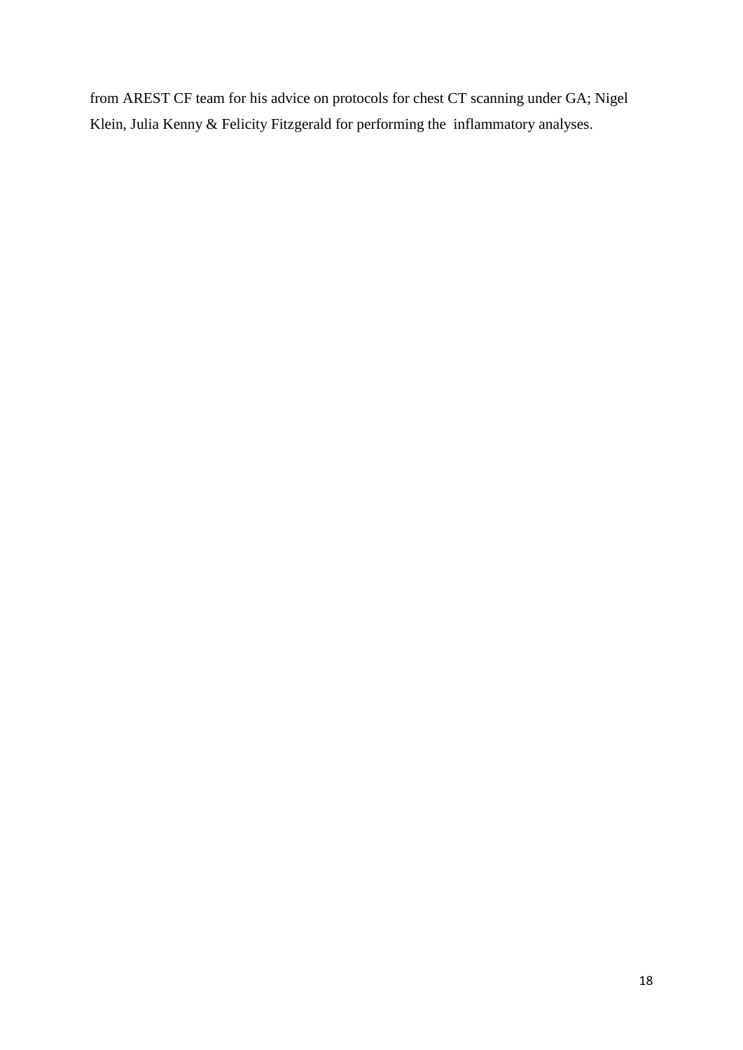from AREST CF team for his advice on protocols for chest CT scanning under GA; Nigel Klein, Julia Kenny & Felicity Fitzgerald for performing the inflammatory analyses.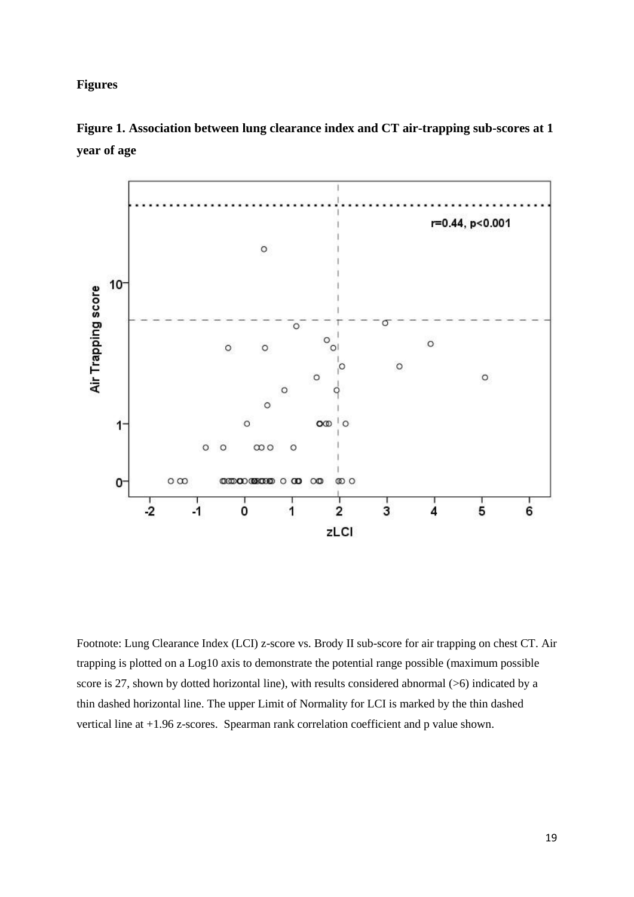**Figures**

**Figure 1. Association between lung clearance index and CT air-trapping sub-scores at 1 year of age**

Footnote: Lung Clearance Index (LCI) z-score vs. Brody II sub-score for air trapping on chest CT. Air trapping is plotted on a Log10 axis to demonstrate the potential range possible (maximum possible score is 27, shown by dotted horizontal line), with results considered abnormal (>6) indicated by a thin dashed horizontal line. The upper Limit of Normality for LCI is marked by the thin dashed vertical line at +1.96 z-scores. Spearman rank correlation coefficient and p value shown.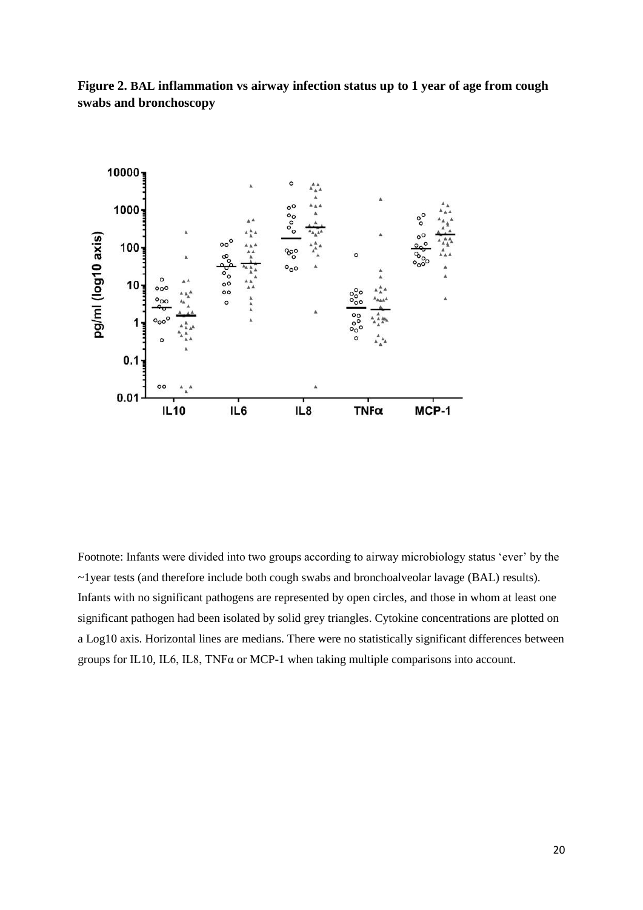**Figure 2. BAL inflammation vs airway infection status up to 1 year of age from cough swabs and bronchoscopy**

Footnote: Infants were divided into two groups according to airway microbiology status 'ever' by the ~1year tests (and therefore include both cough swabs and bronchoalveolar lavage (BAL) results). Infants with no significant pathogens are represented by open circles, and those in whom at least one significant pathogen had been isolated by solid grey triangles. Cytokine concentrations are plotted on a Log10 axis. Horizontal lines are medians. There were no statistically significant differences between groups for IL10, IL6, IL8, TNFα or MCP-1 when taking multiple comparisons into account.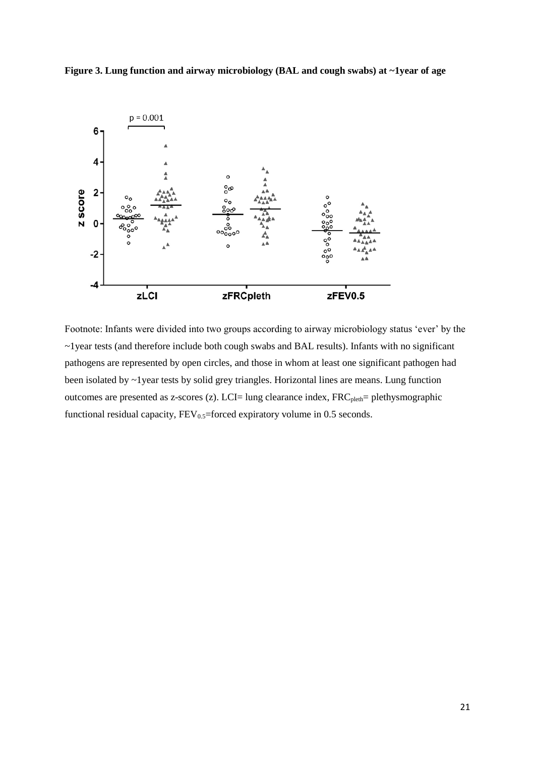**Figure 3. Lung function and airway microbiology (BAL and cough swabs) at ~1year of age**

Footnote: Infants were divided into two groups according to airway microbiology status 'ever' by the ~1year tests (and therefore include both cough swabs and BAL results). Infants with no significant pathogens are represented by open circles, and those in whom at least one significant pathogen had been isolated by ~1year tests by solid grey triangles. Horizontal lines are means. Lung function outcomes are presented as z-scores (z). LCI= lung clearance index, $FRC_{pleth}$= plethysmographic functional residual capacity, $FEV_{0.5}$=forced expiratory volume in 0.5 seconds.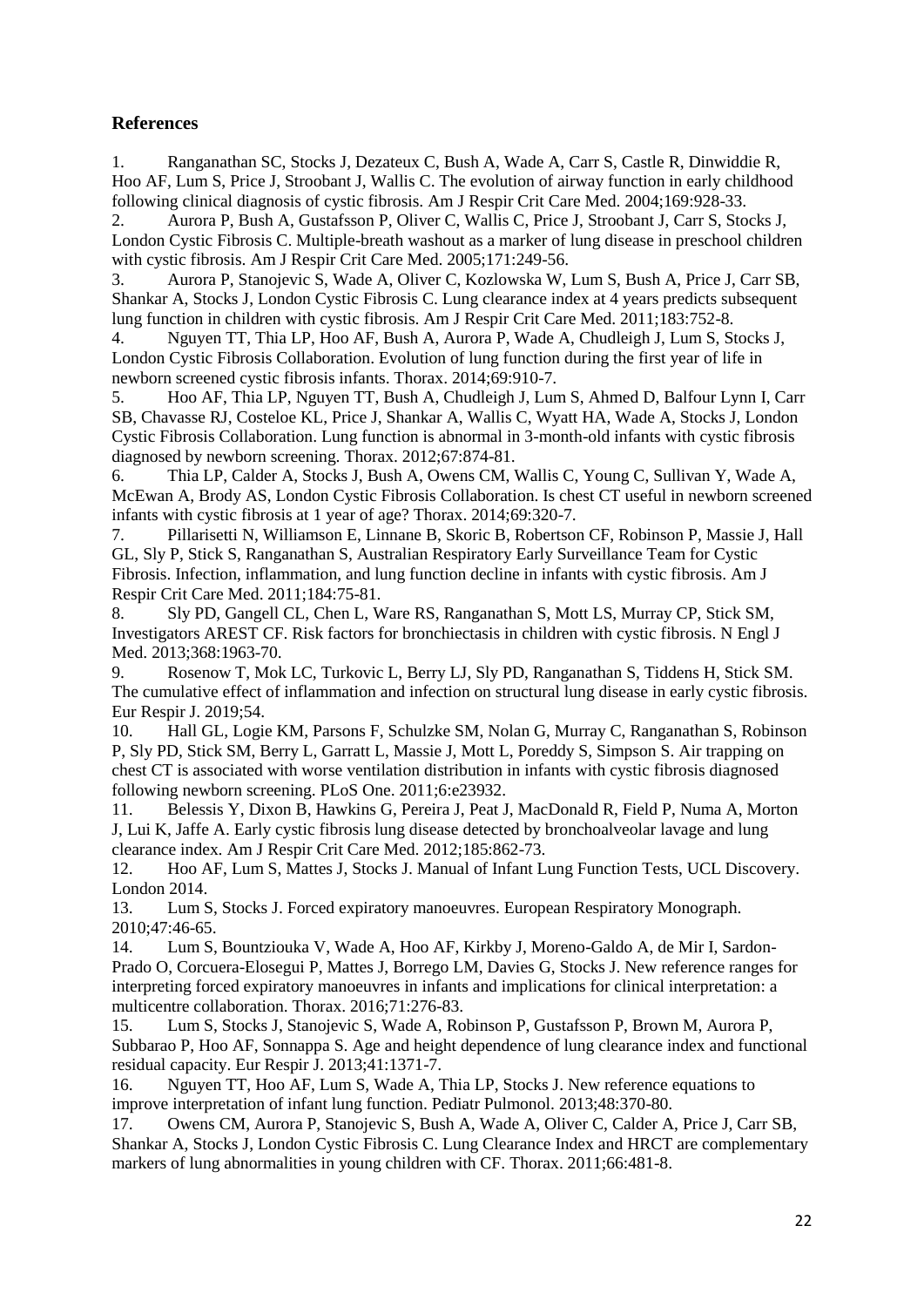## References

1. Ranganathan SC, Stocks J, Dezateux C, Bush A, Wade A, Carr S, Castle R, Dinwiddie R, Hoo AF, Lum S, Price J, Stroobant J, Wallis C. The evolution of airway function in early childhood following clinical diagnosis of cystic fibrosis. Am J Respir Crit Care Med. 2004;169:928-33.
2. Aurora P, Bush A, Gustafsson P, Oliver C, Wallis C, Price J, Stroobant J, Carr S, Stocks J, London Cystic Fibrosis C. Multiple-breath washout as a marker of lung disease in preschool children with cystic fibrosis. Am J Respir Crit Care Med. 2005;171:249-56.
3. Aurora P, Stanojevic S, Wade A, Oliver C, Kozlowska W, Lum S, Bush A, Price J, Carr SB, Shankar A, Stocks J, London Cystic Fibrosis C. Lung clearance index at 4 years predicts subsequent lung function in children with cystic fibrosis. Am J Respir Crit Care Med. 2011;183:752-8.
4. Nguyen TT, Thia LP, Hoo AF, Bush A, Aurora P, Wade A, Chudleigh J, Lum S, Stocks J, London Cystic Fibrosis Collaboration. Evolution of lung function during the first year of life in newborn screened cystic fibrosis infants. Thorax. 2014;69:910-7.
5. Hoo AF, Thia LP, Nguyen TT, Bush A, Chudleigh J, Lum S, Ahmed D, Balfour Lynn I, Carr SB, Chavasse RJ, Costeloe KL, Price J, Shankar A, Wallis C, Wyatt HA, Wade A, Stocks J, London Cystic Fibrosis Collaboration. Lung function is abnormal in 3-month-old infants with cystic fibrosis diagnosed by newborn screening. Thorax. 2012;67:874-81.
6. Thia LP, Calder A, Stocks J, Bush A, Owens CM, Wallis C, Young C, Sullivan Y, Wade A, McEwan A, Brody AS, London Cystic Fibrosis Collaboration. Is chest CT useful in newborn screened infants with cystic fibrosis at 1 year of age? Thorax. 2014;69:320-7.
7. Pillarisetti N, Williamson E, Linnane B, Skoric B, Robertson CF, Robinson P, Massie J, Hall GL, Sly P, Stick S, Ranganathan S, Australian Respiratory Early Surveillance Team for Cystic Fibrosis. Infection, inflammation, and lung function decline in infants with cystic fibrosis. Am J Respir Crit Care Med. 2011;184:75-81.
8. Sly PD, Gangell CL, Chen L, Ware RS, Ranganathan S, Mott LS, Murray CP, Stick SM, Investigators AREST CF. Risk factors for bronchiectasis in children with cystic fibrosis. N Engl J Med. 2013;368:1963-70.
9. Rosenow T, Mok LC, Turkovic L, Berry LJ, Sly PD, Ranganathan S, Tiddens H, Stick SM. The cumulative effect of inflammation and infection on structural lung disease in early cystic fibrosis. Eur Respir J. 2019;54.
10. Hall GL, Logie KM, Parsons F, Schulzke SM, Nolan G, Murray C, Ranganathan S, Robinson P, Sly PD, Stick SM, Berry L, Garratt L, Massie J, Mott L, Poreddy S, Simpson S. Air trapping on chest CT is associated with worse ventilation distribution in infants with cystic fibrosis diagnosed following newborn screening. PLoS One. 2011;6:e23932.
11. Belessis Y, Dixon B, Hawkins G, Pereira J, Peat J, MacDonald R, Field P, Numa A, Morton J, Lui K, Jaffe A. Early cystic fibrosis lung disease detected by bronchoalveolar lavage and lung clearance index. Am J Respir Crit Care Med. 2012;185:862-73.
12. Hoo AF, Lum S, Mattes J, Stocks J. Manual of Infant Lung Function Tests, UCL Discovery. London 2014.
13. Lum S, Stocks J. Forced expiratory manoeuvres. European Respiratory Monograph. 2010;47:46-65.
14. Lum S, Bountziouka V, Wade A, Hoo AF, Kirkby J, Moreno-Galdo A, de Mir I, Sardon-Prado O, Corcuera-Elosegui P, Mattes J, Borrego LM, Davies G, Stocks J. New reference ranges for interpreting forced expiratory manoeuvres in infants and implications for clinical interpretation: a multicentre collaboration. Thorax. 2016;71:276-83.
15. Lum S, Stocks J, Stanojevic S, Wade A, Robinson P, Gustafsson P, Brown M, Aurora P, Subbarao P, Hoo AF, Sonnappa S. Age and height dependence of lung clearance index and functional residual capacity. Eur Respir J. 2013;41:1371-7.
16. Nguyen TT, Hoo AF, Lum S, Wade A, Thia LP, Stocks J. New reference equations to improve interpretation of infant lung function. Pediatr Pulmonol. 2013;48:370-80.
17. Owens CM, Aurora P, Stanojevic S, Bush A, Wade A, Oliver C, Calder A, Price J, Carr SB, Shankar A, Stocks J, London Cystic Fibrosis C. Lung Clearance Index and HRCT are complementary markers of lung abnormalities in young children with CF. Thorax. 2011;66:481-8.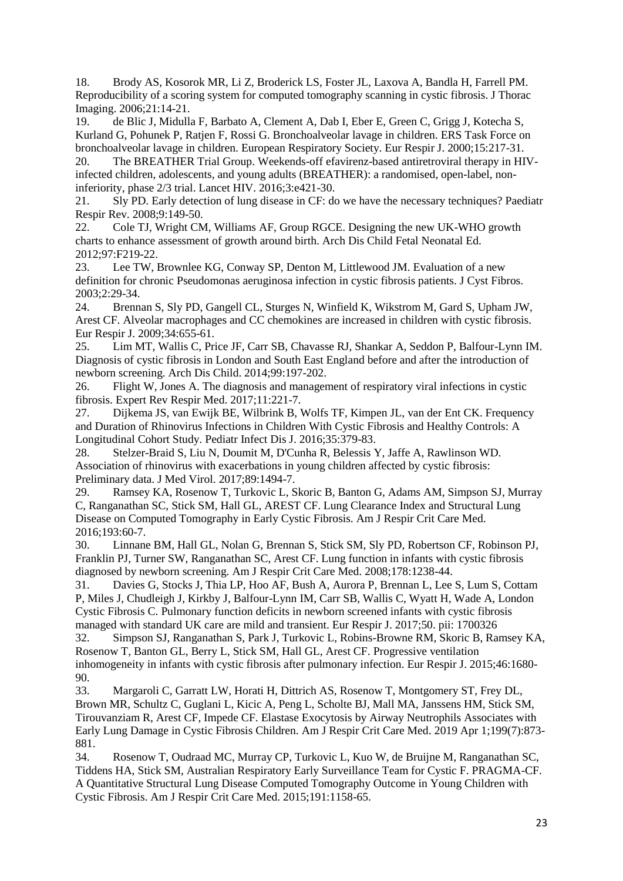18. Brody AS, Kosorok MR, Li Z, Broderick LS, Foster JL, Laxova A, Bandla H, Farrell PM. Reproducibility of a scoring system for computed tomography scanning in cystic fibrosis. J Thorac Imaging. 2006;21:14-21.
19. de Blic J, Midulla F, Barbato A, Clement A, Dab I, Eber E, Green C, Grigg J, Kotecha S, Kurland G, Pohunek P, Ratjen F, Rossi G. Bronchoalveolar lavage in children. ERS Task Force on bronchoalveolar lavage in children. European Respiratory Society. Eur Respir J. 2000;15:217-31.
20. The BREATHER Trial Group. Weekends-off efavirenz-based antiretroviral therapy in HIV-infected children, adolescents, and young adults (BREATHER): a randomised, open-label, non-inferiority, phase 2/3 trial. Lancet HIV. 2016;3:e421-30.
21. Sly PD. Early detection of lung disease in CF: do we have the necessary techniques? Paediatr Respir Rev. 2008;9:149-50.
22. Cole TJ, Wright CM, Williams AF, Group RGCE. Designing the new UK-WHO growth charts to enhance assessment of growth around birth. Arch Dis Child Fetal Neonatal Ed. 2012;97:F219-22.
23. Lee TW, Brownlee KG, Conway SP, Denton M, Littlewood JM. Evaluation of a new definition for chronic Pseudomonas aeruginosa infection in cystic fibrosis patients. J Cyst Fibros. 2003;2:29-34.
24. Brennan S, Sly PD, Gangell CL, Sturges N, Winfield K, Wikstrom M, Gard S, Upham JW, Arest CF. Alveolar macrophages and CC chemokines are increased in children with cystic fibrosis. Eur Respir J. 2009;34:655-61.
25. Lim MT, Wallis C, Price JF, Carr SB, Chavasse RJ, Shankar A, Seddon P, Balfour-Lynn IM. Diagnosis of cystic fibrosis in London and South East England before and after the introduction of newborn screening. Arch Dis Child. 2014;99:197-202.
26. Flight W, Jones A. The diagnosis and management of respiratory viral infections in cystic fibrosis. Expert Rev Respir Med. 2017;11:221-7.
27. Dijkema JS, van Ewijk BE, Wilbrink B, Wolfs TF, Kimpen JL, van der Ent CK. Frequency and Duration of Rhinovirus Infections in Children With Cystic Fibrosis and Healthy Controls: A Longitudinal Cohort Study. Pediatr Infect Dis J. 2016;35:379-83.
28. Stelzer-Braid S, Liu N, Doumit M, D'Cunha R, Belessis Y, Jaffe A, Rawlinson WD. Association of rhinovirus with exacerbations in young children affected by cystic fibrosis: Preliminary data. J Med Virol. 2017;89:1494-7.
29. Ramsey KA, Rosenow T, Turkovic L, Skoric B, Banton G, Adams AM, Simpson SJ, Murray C, Ranganathan SC, Stick SM, Hall GL, AREST CF. Lung Clearance Index and Structural Lung Disease on Computed Tomography in Early Cystic Fibrosis. Am J Respir Crit Care Med. 2016;193:60-7.
30. Linnane BM, Hall GL, Nolan G, Brennan S, Stick SM, Sly PD, Robertson CF, Robinson PJ, Franklin PJ, Turner SW, Ranganathan SC, Arest CF. Lung function in infants with cystic fibrosis diagnosed by newborn screening. Am J Respir Crit Care Med. 2008;178:1238-44.
31. Davies G, Stocks J, Thia LP, Hoo AF, Bush A, Aurora P, Brennan L, Lee S, Lum S, Cottam P, Miles J, Chudleigh J, Kirkby J, Balfour-Lynn IM, Carr SB, Wallis C, Wyatt H, Wade A, London Cystic Fibrosis C. Pulmonary function deficits in newborn screened infants with cystic fibrosis managed with standard UK care are mild and transient. Eur Respir J. 2017;50. pii: 1700326
32. Simpson SJ, Ranganathan S, Park J, Turkovic L, Robins-Browne RM, Skoric B, Ramsey KA, Rosenow T, Banton GL, Berry L, Stick SM, Hall GL, Arest CF. Progressive ventilation inhomogeneity in infants with cystic fibrosis after pulmonary infection. Eur Respir J. 2015;46:1680-90.
33. Margaroli C, Garratt LW, Horati H, Dittrich AS, Rosenow T, Montgomery ST, Frey DL, Brown MR, Schultz C, Guglani L, Kicic A, Peng L, Scholte BJ, Mall MA, Janssens HM, Stick SM, Tirouvanziam R, Arest CF, Impede CF. Elastase Exocytosis by Airway Neutrophils Associates with Early Lung Damage in Cystic Fibrosis Children. Am J Respir Crit Care Med. 2019 Apr 1;199(7):873-881.
34. Rosenow T, Oudraad MC, Murray CP, Turkovic L, Kuo W, de Bruijne M, Ranganathan SC, Tiddens HA, Stick SM, Australian Respiratory Early Surveillance Team for Cystic F. PRAGMA-CF. A Quantitative Structural Lung Disease Computed Tomography Outcome in Young Children with Cystic Fibrosis. Am J Respir Crit Care Med. 2015;191:1158-65.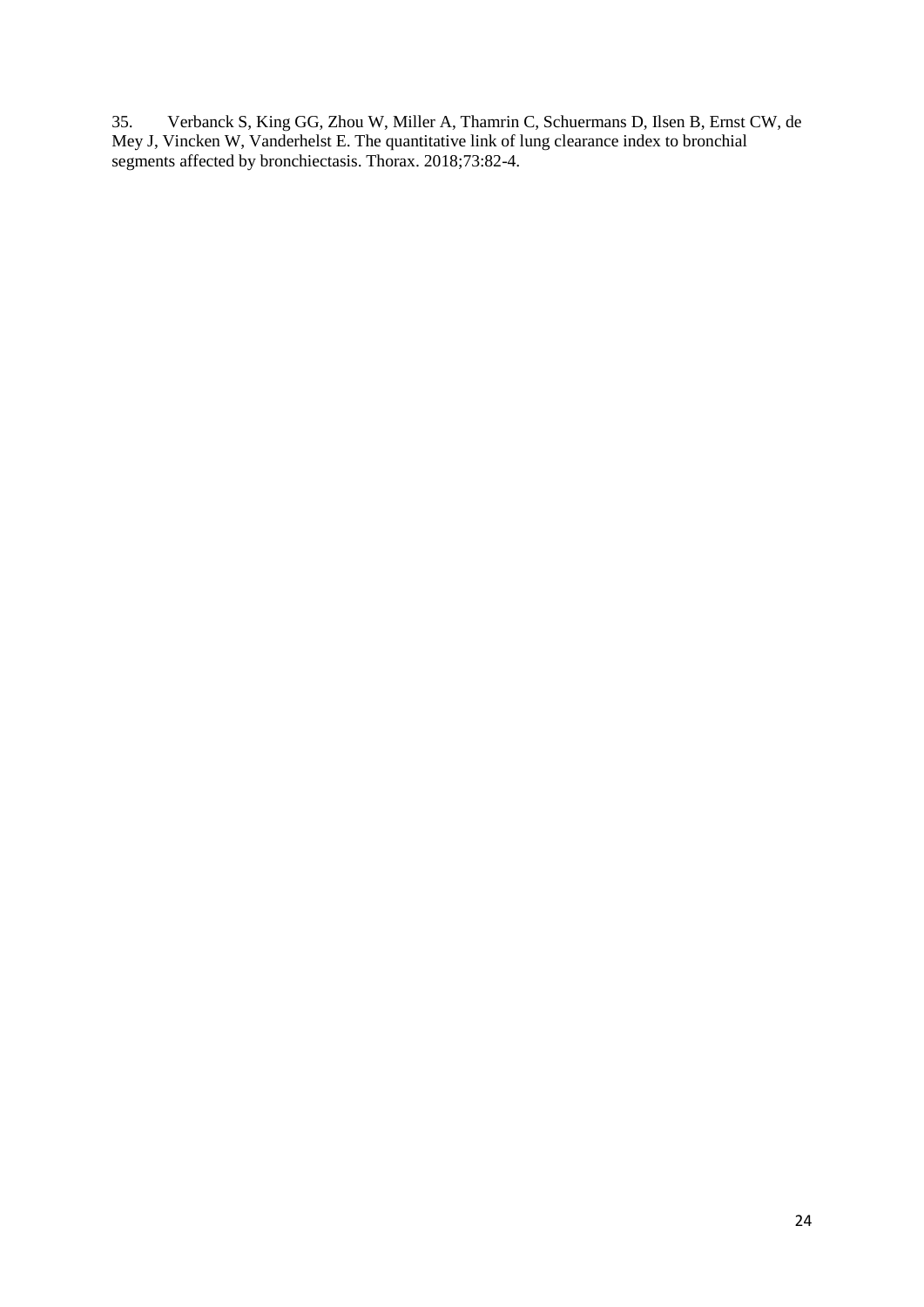35. Verbanck S, King GG, Zhou W, Miller A, Thamrin C, Schuermans D, Ilsen B, Ernst CW, de Mey J, Vincken W, Vanderhelst E. The quantitative link of lung clearance index to bronchial segments affected by bronchiectasis. Thorax. 2018;73:82-4.